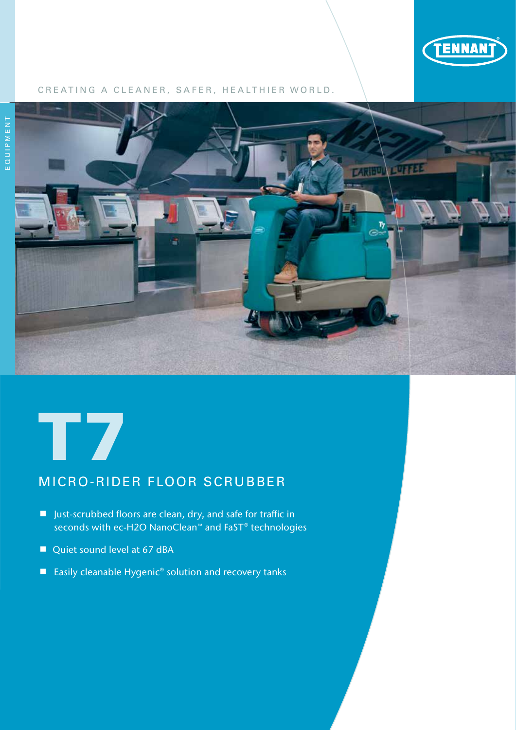CREATING A CLEANER, SAFER, HEALTHIER WORLD.

EQUIPMENT

# T7

## MICRO-RIDER FLOOR SCRUBBER

- Just-scrubbed floors are clean, dry, and safe for traffic in seconds with ec-H2O NanoClean™ and FaST® technologies
- Quiet sound level at 67 dBA
- Easily cleanable Hygenic® solution and recovery tanks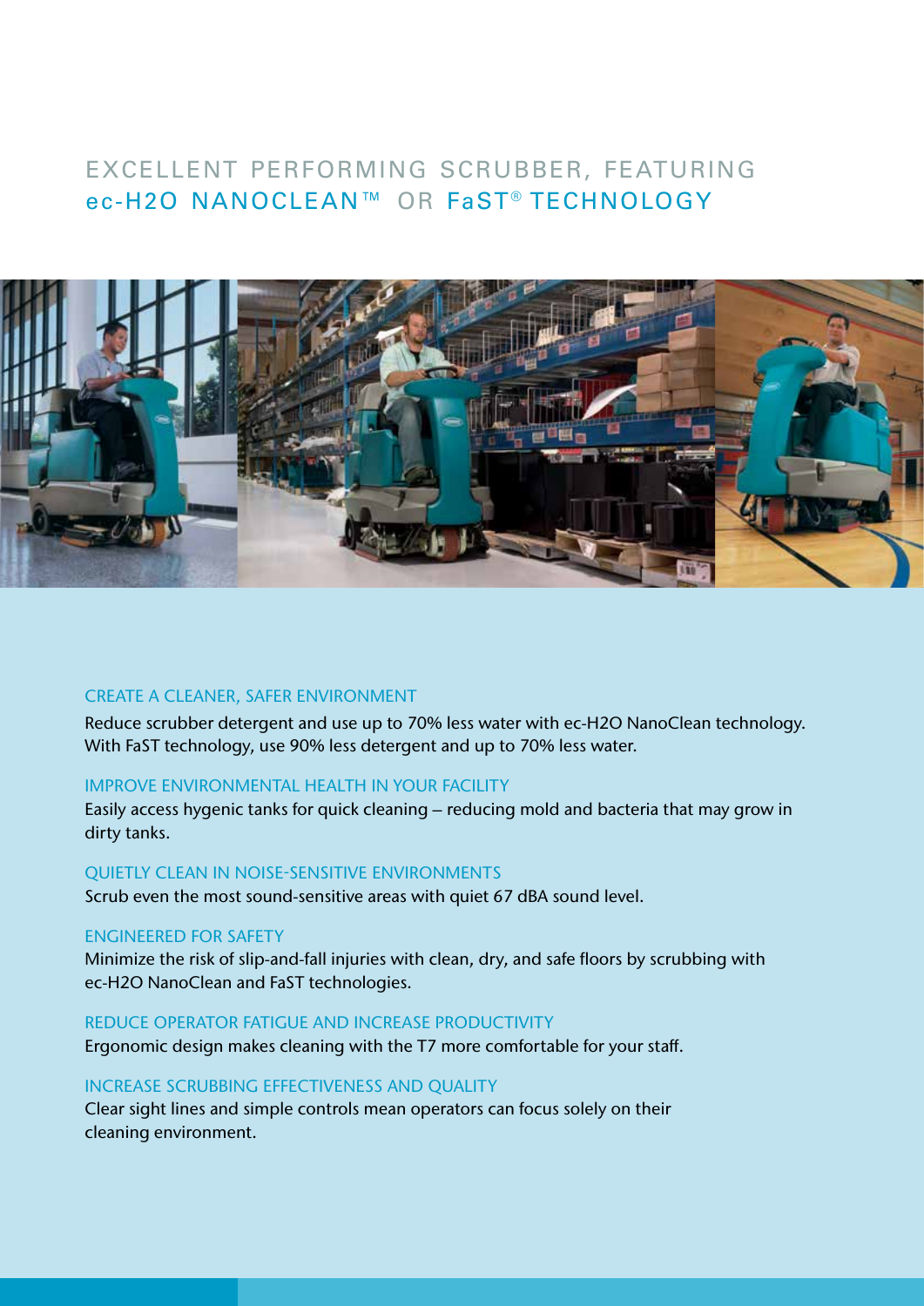# EXCELLENT PERFORMING SCRUBBER, FEATURING ec-H2O NANOCLEAN™ OR FaST® TECHNOLOGY

## CREATE A CLEANER, SAFER ENVIRONMENT

Reduce scrubber detergent and use up to 70% less water with ec-H2O NanoClean technology. With FaST technology, use 90% less detergent and up to 70% less water.

## IMPROVE ENVIRONMENTAL HEALTH IN YOUR FACILITY

Easily access hygenic tanks for quick cleaning – reducing mold and bacteria that may grow in dirty tanks.

## QUIETLY CLEAN IN NOISE-SENSITIVE ENVIRONMENTS

Scrub even the most sound-sensitive areas with quiet 67 dBA sound level.

## ENGINEERED FOR SAFETY

Minimize the risk of slip-and-fall injuries with clean, dry, and safe floors by scrubbing with ec-H2O NanoClean and FaST technologies.

## REDUCE OPERATOR FATIGUE AND INCREASE PRODUCTIVITY

Ergonomic design makes cleaning with the T7 more comfortable for your staff.

## INCREASE SCRUBBING EFFECTIVENESS AND QUALITY

Clear sight lines and simple controls mean operators can focus solely on their cleaning environment.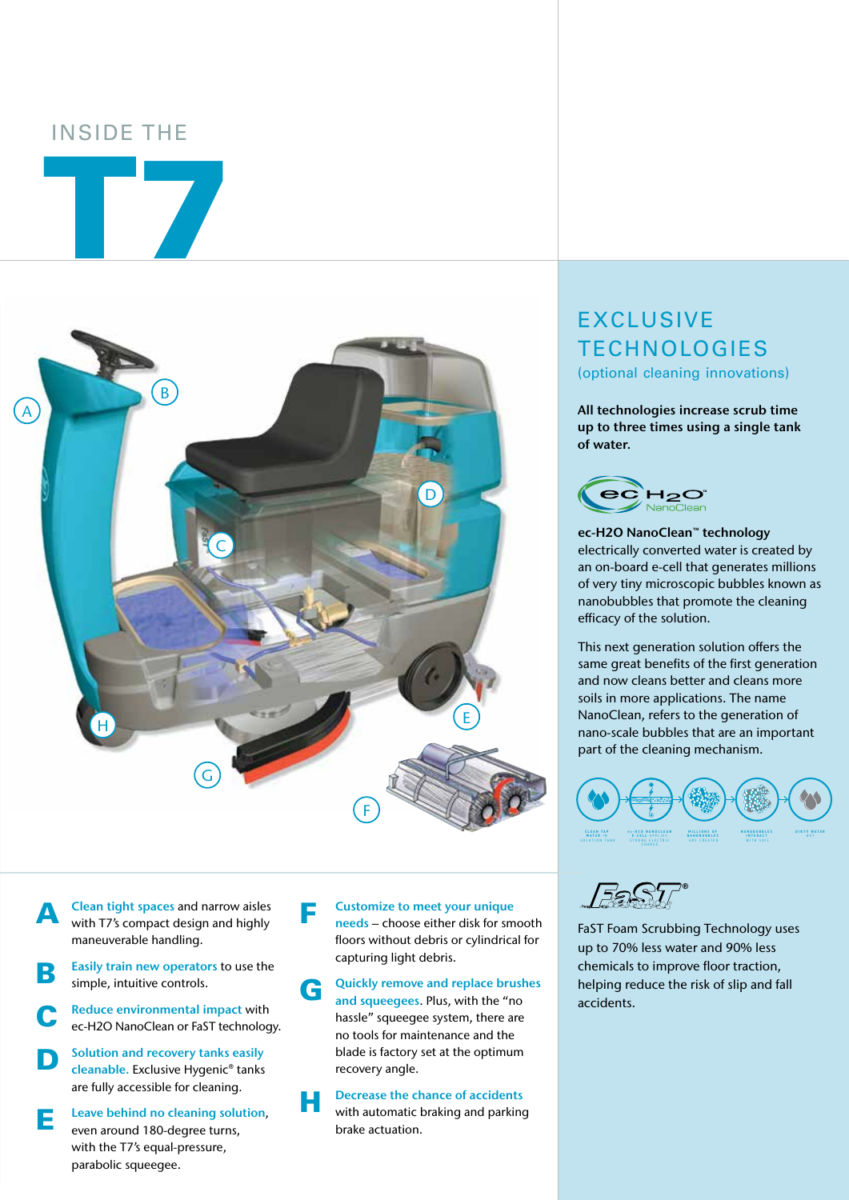# INSIDE THE T7

**A** Clean tight spaces and narrow aisles with T7's compact design and highly maneuverable handling.

**B** Easily train new operators to use the simple, intuitive controls.

**C** Reduce environmental impact with ec-H2O NanoClean or FaST technology.

**D** Solution and recovery tanks easily cleanable. Exclusive Hygenic® tanks are fully accessible for cleaning.

**E** Leave behind no cleaning solution, even around 180-degree turns, with the T7's equal-pressure, parabolic squeegee.

**F** Customize to meet your unique needs – choose either disk for smooth floors without debris or cylindrical for capturing light debris.

**G** Quickly remove and replace brushes and squeegees. Plus, with the "no hassle" squeegee system, there are no tools for maintenance and the blade is factory set at the optimum recovery angle.

**H** Decrease the chance of accidents with automatic braking and parking brake actuation.

## EXCLUSIVE TECHNOLOGIES

(optional cleaning innovations)

**All technologies increase scrub time up to three times using a single tank of water.**

**ec-H2O NanoClean™ technology**
electrically converted water is created by an on-board e-cell that generates millions of very tiny microscopic bubbles known as nanobubbles that promote the cleaning efficacy of the solution.

This next generation solution offers the same great benefits of the first generation and now cleans better and cleans more soils in more applications. The name NanoClean, refers to the generation of nano-scale bubbles that are an important part of the cleaning mechanism.

CLEAN TAP WATER IN SOLUTION TANK → ec-H2O NANOCLEAN E-CELL APPLIES STRONG ELECTRIC CHARGE → MILLIONS OF NANOBUBBLES ARE CREATED → NANOBUBBLES INTERACT WITH SOIL → DIRTY WATER OUT

**FaST®**

FaST Foam Scrubbing Technology uses up to 70% less water and 90% less chemicals to improve floor traction, helping reduce the risk of slip and fall accidents.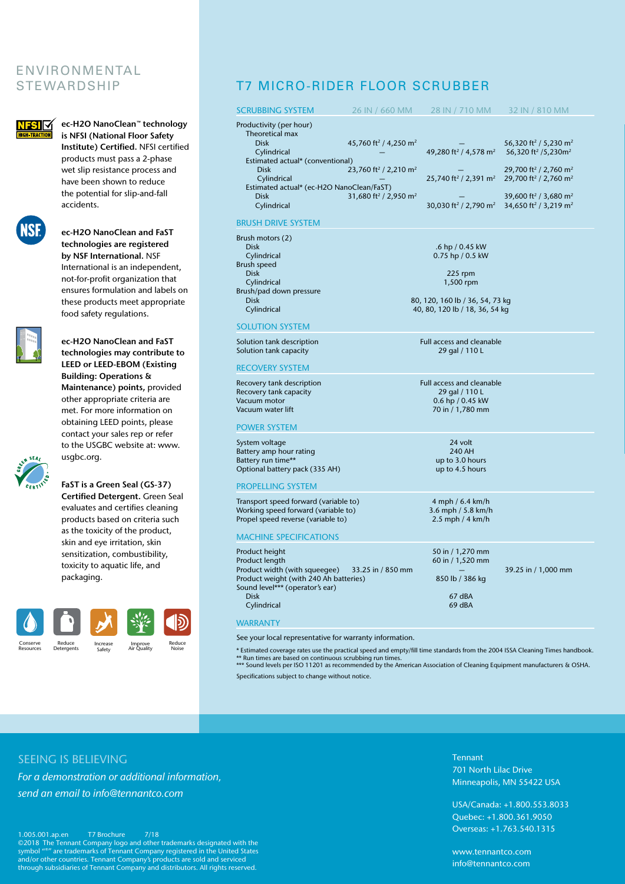# ENVIRONMENTAL STEWARDSHIP

**ec-H2O NanoClean™ technology is NFSI (National Floor Safety Institute) Certified.** NFSI certified products must pass a 2-phase wet slip resistance process and have been shown to reduce the potential for slip-and-fall accidents.

**ec-H2O NanoClean and FaST technologies are registered by NSF International.** NSF International is an independent, not-for-profit organization that ensures formulation and labels on these products meet appropriate food safety regulations.

**ec-H2O NanoClean and FaST technologies may contribute to LEED or LEED-EBOM (Existing Building: Operations & Maintenance) points,** provided other appropriate criteria are met. For more information on obtaining LEED points, please contact your sales rep or refer to the USGBC website at: www.usgbc.org.

**FaST is a Green Seal (GS-37) Certified Detergent.** Green Seal evaluates and certifies cleaning products based on criteria such as the toxicity of the product, skin and eye irritation, skin sensitization, combustibility, toxicity to aquatic life, and packaging.

Conserve Resources | Reduce Detergents | Increase Safety | Improve Air Quality | Reduce Noise

# T7 MICRO-RIDER FLOOR SCRUBBER

| SCRUBBING SYSTEM | 26 IN / 660 MM | 28 IN / 710 MM | 32 IN / 810 MM |
|---|---|---|---|
| Productivity (per hour) | | | |
| Theoretical max | | | |
| Disk | 45,760 ft² / 4,250 m² | – | 56,320 ft² / 5,230 m² |
| Cylindrical | – | 49,280 ft² / 4,578 m² | 56,320 ft² /5,230m² |
| Estimated actual* (conventional) | | | |
| Disk | 23,760 ft² / 2,210 m² | – | 29,700 ft² / 2,760 m² |
| Cylindrical | – | 25,740 ft² / 2,391 m² | 29,700 ft² / 2,760 m² |
| Estimated actual* (ec-H2O NanoClean/FaST) | | | |
| Disk | 31,680 ft² / 2,950 m² | – | 39,600 ft² / 3,680 m² |
| Cylindrical | | 30,030 ft² / 2,790 m² | 34,650 ft² / 3,219 m² |

| BRUSH DRIVE SYSTEM | |
|---|---|
| Brush motors (2) | |
| Disk | .6 hp / 0.45 kW |
| Cylindrical | 0.75 hp / 0.5 kW |
| Brush speed | |
| Disk | 225 rpm |
| Cylindrical | 1,500 rpm |
| Brush/pad down pressure | |
| Disk | 80, 120, 160 lb / 36, 54, 73 kg |
| Cylindrical | 40, 80, 120 lb / 18, 36, 54 kg |

| SOLUTION SYSTEM | |
|---|---|
| Solution tank description | Full access and cleanable |
| Solution tank capacity | 29 gal / 110 L |

| RECOVERY SYSTEM | |
|---|---|
| Recovery tank description | Full access and cleanable |
| Recovery tank capacity | 29 gal / 110 L |
| Vacuum motor | 0.6 hp / 0.45 kW |
| Vacuum water lift | 70 in / 1,780 mm |

| POWER SYSTEM | |
|---|---|
| System voltage | 24 volt |
| Battery amp hour rating | 240 AH |
| Battery run time** | up to 3.0 hours |
| Optional battery pack (335 AH) | up to 4.5 hours |

| PROPELLING SYSTEM | |
|---|---|
| Transport speed forward (variable to) | 4 mph / 6.4 km/h |
| Working speed forward (variable to) | 3.6 mph / 5.8 km/h |
| Propel speed reverse (variable to) | 2.5 mph / 4 km/h |

| MACHINE SPECIFICATIONS | | | |
|---|---|---|---|
| Product height | | 50 in / 1,270 mm | |
| Product length | | 60 in / 1,520 mm | |
| Product width (with squeegee) | 33.25 in / 850 mm | – | 39.25 in / 1,000 mm |
| Product weight (with 240 Ah batteries) | | 850 lb / 386 kg | |
| Sound level*** (operator's ear) | | | |
| Disk | | 67 dBA | |
| Cylindrical | | 69 dBA | |

## WARRANTY

See your local representative for warranty information.

\* Estimated coverage rates use the practical speed and empty/fill time standards from the 2004 ISSA Cleaning Times handbook.
** Run times are based on continuous scrubbing run times.
*** Sound levels per ISO 11201 as recommended by the American Association of Cleaning Equipment manufacturers & OSHA.

Specifications subject to change without notice.

## SEEING IS BELIEVING

*For a demonstration or additional information, send an email to info@tennantco.com*

Tennant
701 North Lilac Drive
Minneapolis, MN 55422 USA

USA/Canada: +1.800.553.8033
Quebec: +1.800.361.9050
Overseas: +1.763.540.1315

www.tennantco.com
info@tennantco.com

1.005.001.ap.en T7 Brochure 7/18
©2018 The Tennant Company logo and other trademarks designated with the symbol "®" are trademarks of Tennant Company registered in the United States and/or other countries. Tennant Company's products are sold and serviced through subsidiaries of Tennant Company and distributors. All rights reserved.